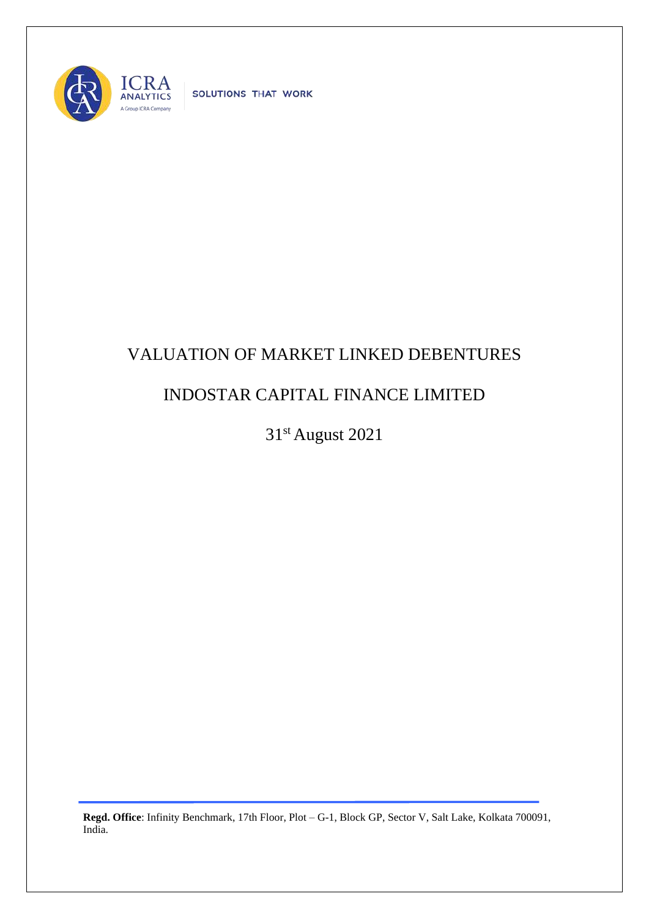SOLUTIONS THAT WORK

# VALUATION OF MARKET LINKED DEBENTURES

## INDOSTAR CAPITAL FINANCE LIMITED

31st August 2021

**Regd. Office**: Infinity Benchmark, 17th Floor, Plot – G-1, Block GP, Sector V, Salt Lake, Kolkata 700091, India.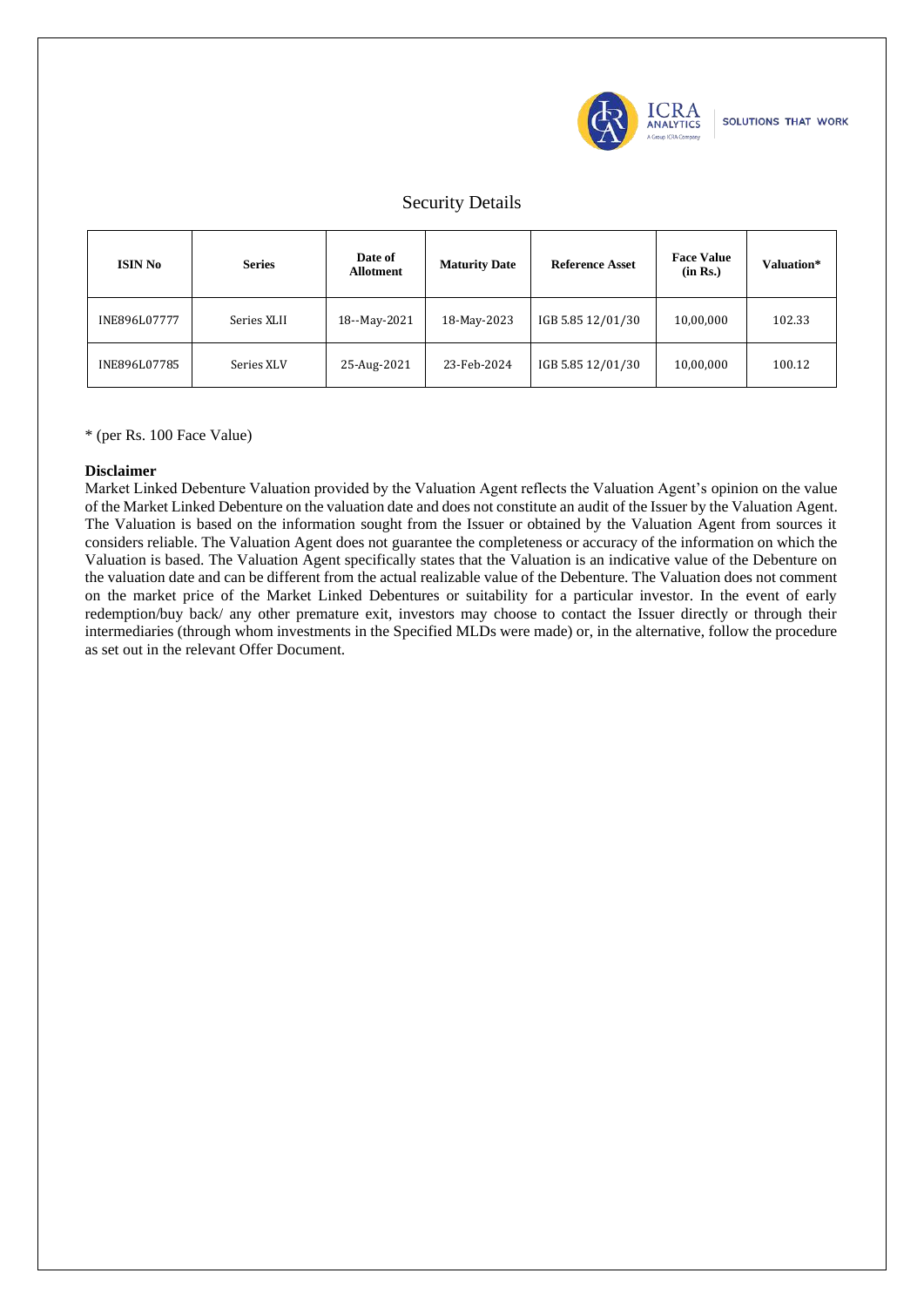## Security Details

| ISIN No | Series | Date of Allotment | Maturity Date | Reference Asset | Face Value (in Rs.) | Valuation* |
|---|---|---|---|---|---|---|
| INE896L07777 | Series XLII | 18--May-2021 | 18-May-2023 | IGB 5.85 12/01/30 | 10,00,000 | 102.33 |
| INE896L07785 | Series XLV | 25-Aug-2021 | 23-Feb-2024 | IGB 5.85 12/01/30 | 10,00,000 | 100.12 |

\* (per Rs. 100 Face Value)

**Disclaimer**

Market Linked Debenture Valuation provided by the Valuation Agent reflects the Valuation Agent's opinion on the value of the Market Linked Debenture on the valuation date and does not constitute an audit of the Issuer by the Valuation Agent. The Valuation is based on the information sought from the Issuer or obtained by the Valuation Agent from sources it considers reliable. The Valuation Agent does not guarantee the completeness or accuracy of the information on which the Valuation is based. The Valuation Agent specifically states that the Valuation is an indicative value of the Debenture on the valuation date and can be different from the actual realizable value of the Debenture. The Valuation does not comment on the market price of the Market Linked Debentures or suitability for a particular investor. In the event of early redemption/buy back/ any other premature exit, investors may choose to contact the Issuer directly or through their intermediaries (through whom investments in the Specified MLDs were made) or, in the alternative, follow the procedure as set out in the relevant Offer Document.